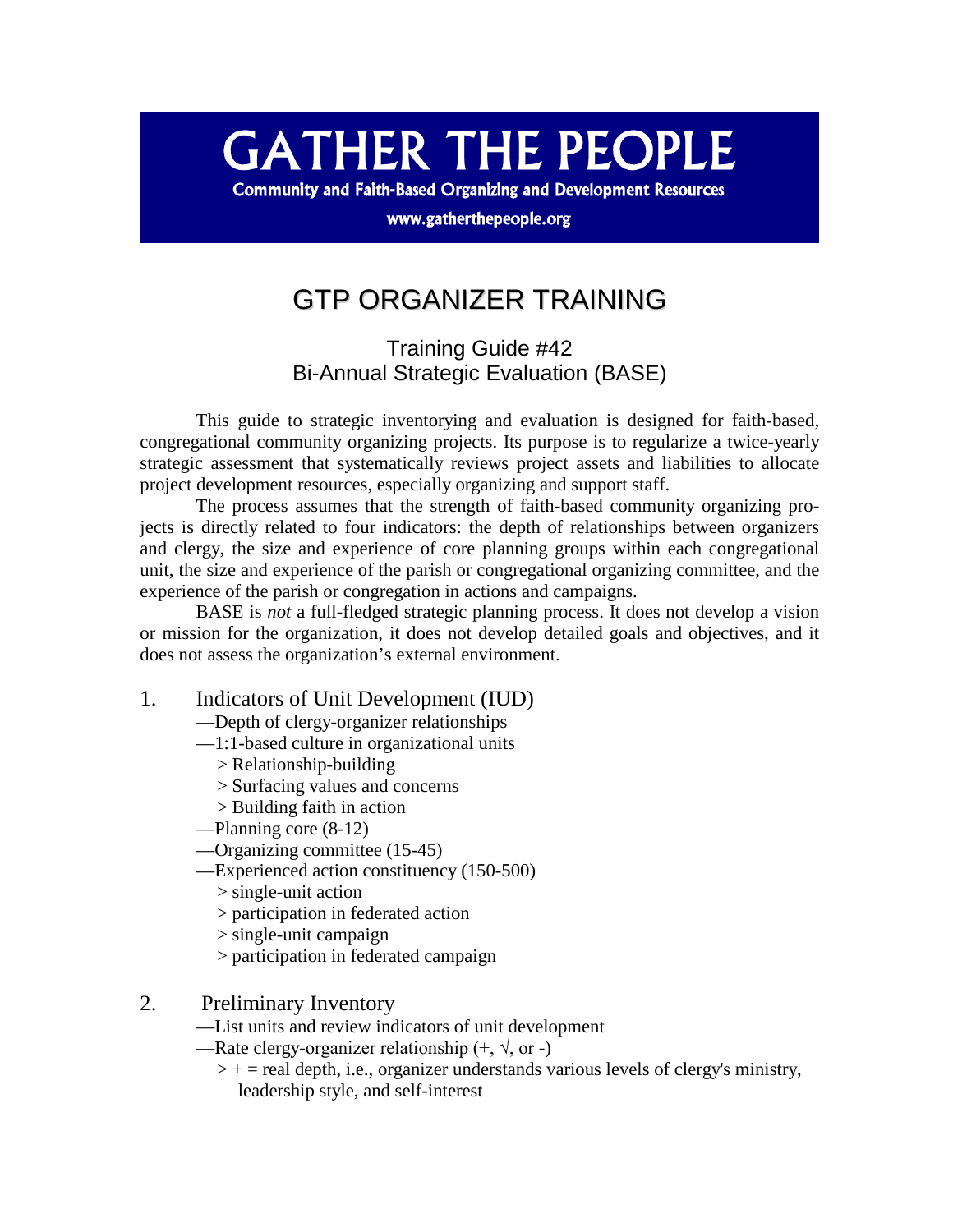# GATHER THE PEOPLE

**Community and Faith-Based Organizing and Development Resources**

**www.gatherthepeople.org**

## GTP ORGANIZER TRAINING

### Training Guide #42
### Bi-Annual Strategic Evaluation (BASE)

This guide to strategic inventorying and evaluation is designed for faith-based, congregational community organizing projects. Its purpose is to regularize a twice-yearly strategic assessment that systematically reviews project assets and liabilities to allocate project development resources, especially organizing and support staff.

The process assumes that the strength of faith-based community organizing projects is directly related to four indicators: the depth of relationships between organizers and clergy, the size and experience of core planning groups within each congregational unit, the size and experience of the parish or congregational organizing committee, and the experience of the parish or congregation in actions and campaigns.

BASE is *not* a full-fledged strategic planning process. It does not develop a vision or mission for the organization, it does not develop detailed goals and objectives, and it does not assess the organization's external environment.

1. Indicators of Unit Development (IUD)

—Depth of clergy-organizer relationships

—1:1-based culture in organizational units

 > Relationship-building

 > Surfacing values and concerns

 > Building faith in action

—Planning core (8-12)

—Organizing committee (15-45)

—Experienced action constituency (150-500)

 > single-unit action

 > participation in federated action

 > single-unit campaign

 > participation in federated campaign

2. Preliminary Inventory

—List units and review indicators of unit development

—Rate clergy-organizer relationship (+, √, or -)

 > + = real depth, i.e., organizer understands various levels of clergy's ministry, leadership style, and self-interest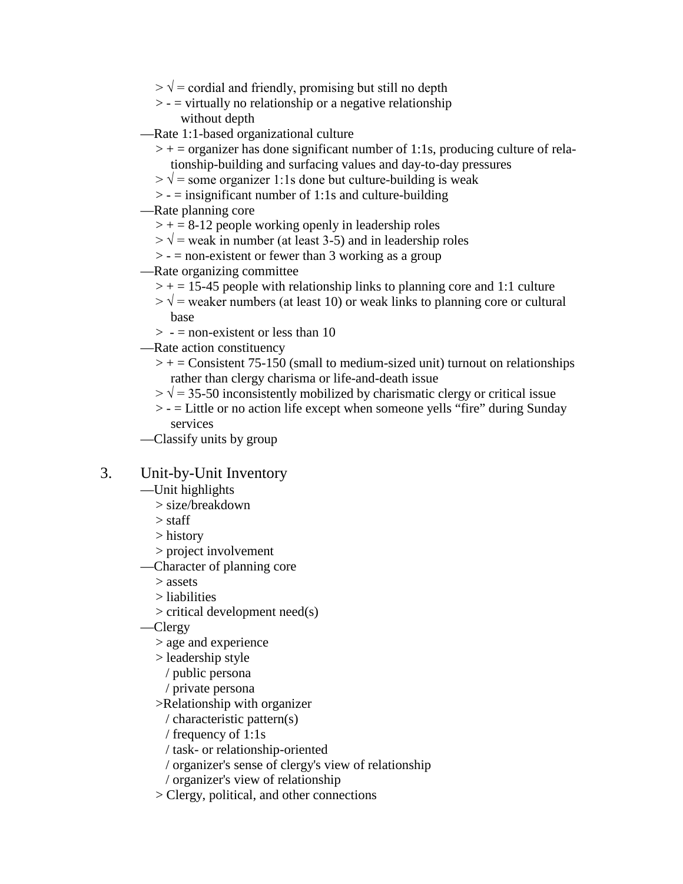> √ = cordial and friendly, promising but still no depth

> - = virtually no relationship or a negative relationship without depth

—Rate 1:1-based organizational culture

> + = organizer has done significant number of 1:1s, producing culture of relationship-building and surfacing values and day-to-day pressures

> √ = some organizer 1:1s done but culture-building is weak

> - = insignificant number of 1:1s and culture-building

—Rate planning core

> + = 8-12 people working openly in leadership roles

> √ = weak in number (at least 3-5) and in leadership roles

> - = non-existent or fewer than 3 working as a group

—Rate organizing committee

> + = 15-45 people with relationship links to planning core and 1:1 culture

> √ = weaker numbers (at least 10) or weak links to planning core or cultural base

> - = non-existent or less than 10

—Rate action constituency

> + = Consistent 75-150 (small to medium-sized unit) turnout on relationships rather than clergy charisma or life-and-death issue

> √ = 35-50 inconsistently mobilized by charismatic clergy or critical issue

> - = Little or no action life except when someone yells “fire” during Sunday services

—Classify units by group

3. Unit-by-Unit Inventory

—Unit highlights

> size/breakdown

> staff

> history

> project involvement

—Character of planning core

> assets

> liabilities

> critical development need(s)

—Clergy

> age and experience

> leadership style

/ public persona

/ private persona

>Relationship with organizer

/ characteristic pattern(s)

/ frequency of 1:1s

/ task- or relationship-oriented

/ organizer's sense of clergy's view of relationship

/ organizer's view of relationship

> Clergy, political, and other connections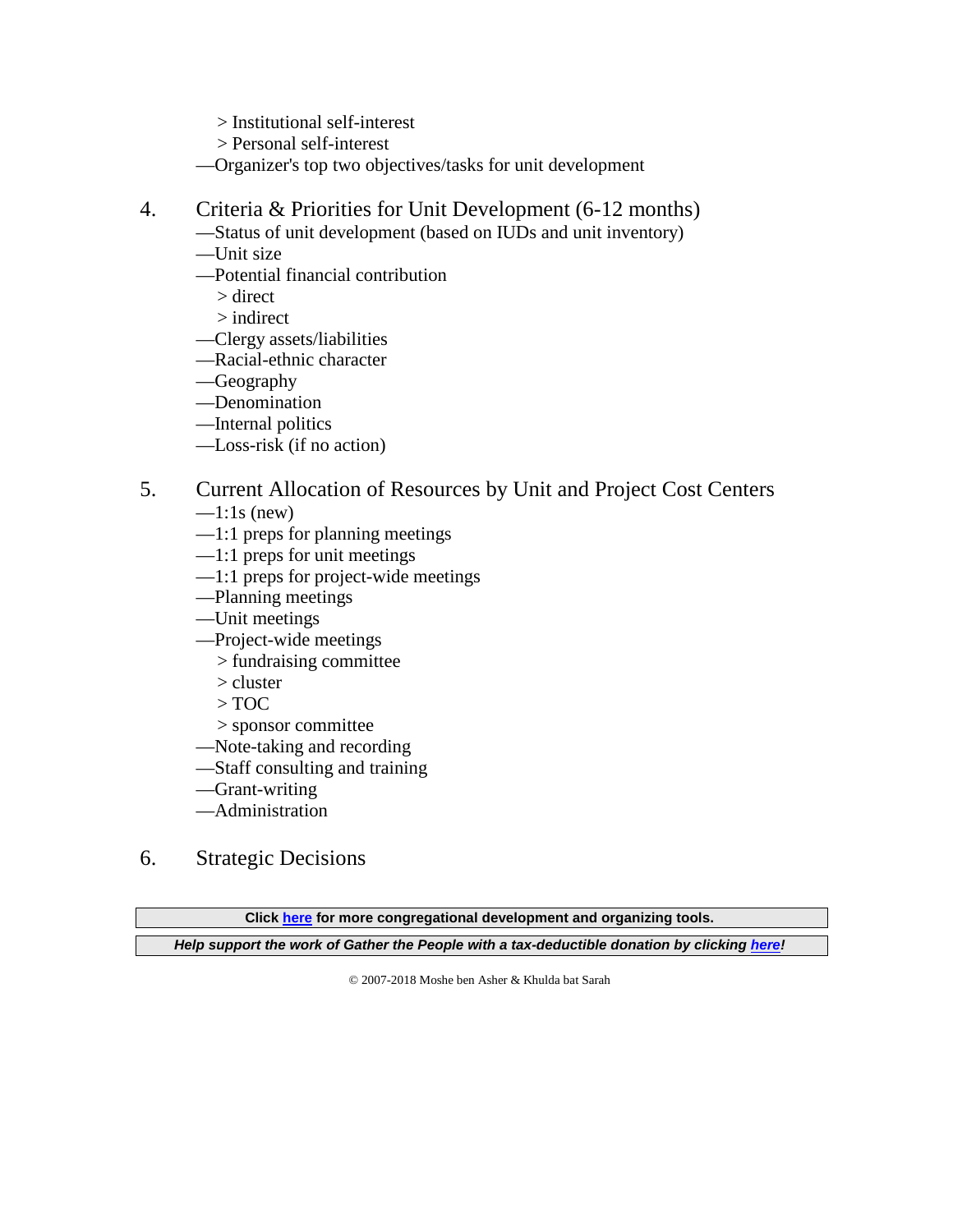> Institutional self-interest
> Personal self-interest

—Organizer's top two objectives/tasks for unit development

4. Criteria & Priorities for Unit Development (6-12 months)

—Status of unit development (based on IUDs and unit inventory)
—Unit size
—Potential financial contribution
> direct
> indirect
—Clergy assets/liabilities
—Racial-ethnic character
—Geography
—Denomination
—Internal politics
—Loss-risk (if no action)

5. Current Allocation of Resources by Unit and Project Cost Centers

—1:1s (new)
—1:1 preps for planning meetings
—1:1 preps for unit meetings
—1:1 preps for project-wide meetings
—Planning meetings
—Unit meetings
—Project-wide meetings
> fundraising committee
> cluster
> TOC
> sponsor committee
—Note-taking and recording
—Staff consulting and training
—Grant-writing
—Administration

6. Strategic Decisions

**Click here for more congregational development and organizing tools.**

***Help support the work of Gather the People with a tax-deductible donation by clicking here!***

© 2007-2018 Moshe ben Asher & Khulda bat Sarah